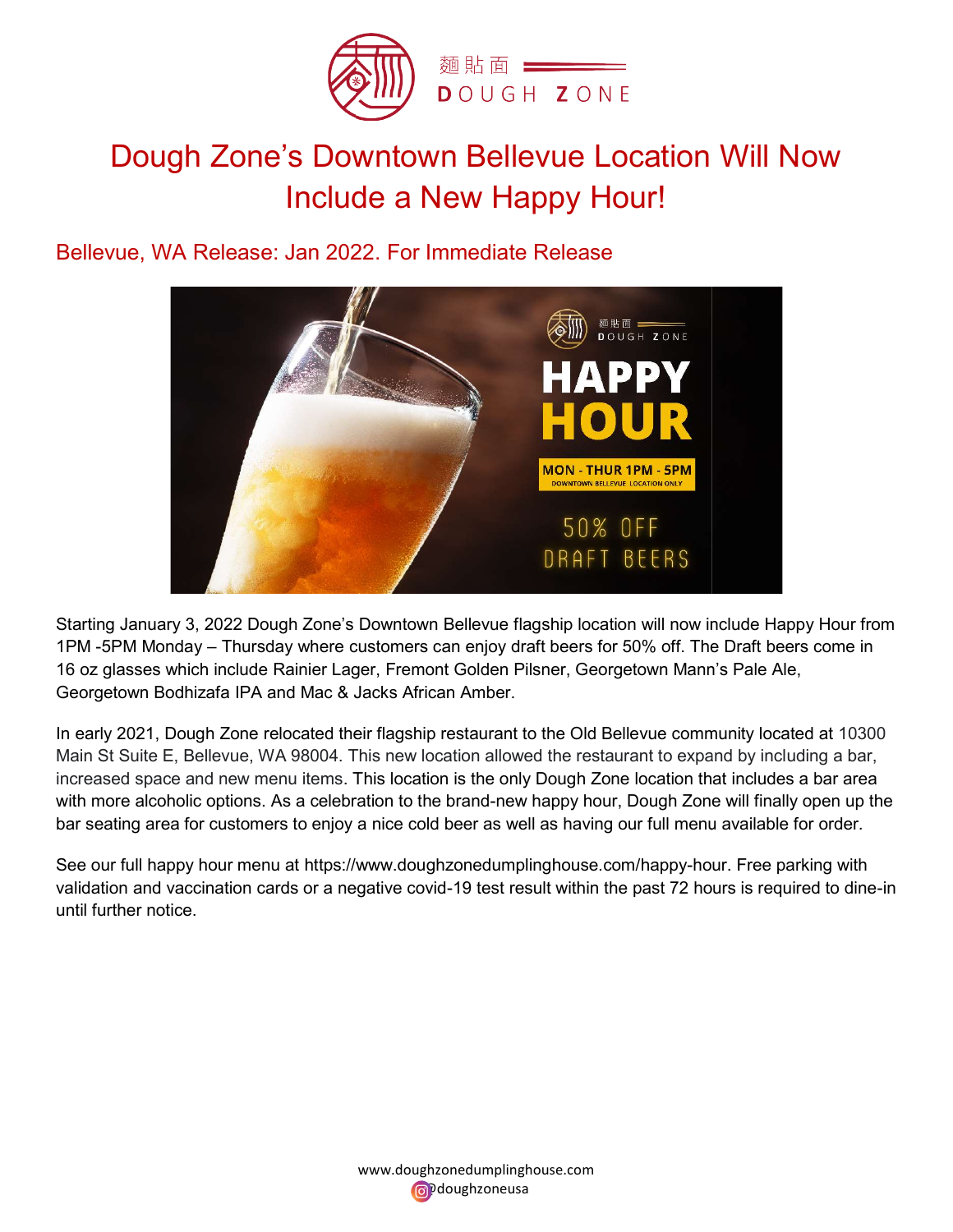麵貼面 DOUGH ZONE

# Dough Zone's Downtown Bellevue Location Will Now Include a New Happy Hour!

## Bellevue, WA Release: Jan 2022. For Immediate Release

Starting January 3, 2022 Dough Zone's Downtown Bellevue flagship location will now include Happy Hour from 1PM -5PM Monday – Thursday where customers can enjoy draft beers for 50% off. The Draft beers come in 16 oz glasses which include Rainier Lager, Fremont Golden Pilsner, Georgetown Mann's Pale Ale, Georgetown Bodhizafa IPA and Mac & Jacks African Amber.

In early 2021, Dough Zone relocated their flagship restaurant to the Old Bellevue community located at 10300 Main St Suite E, Bellevue, WA 98004. This new location allowed the restaurant to expand by including a bar, increased space and new menu items. This location is the only Dough Zone location that includes a bar area with more alcoholic options. As a celebration to the brand-new happy hour, Dough Zone will finally open up the bar seating area for customers to enjoy a nice cold beer as well as having our full menu available for order.

See our full happy hour menu at https://www.doughzonedumplinghouse.com/happy-hour. Free parking with validation and vaccination cards or a negative covid-19 test result within the past 72 hours is required to dine-in until further notice.

www.doughzonedumplinghouse.com
@doughzoneusa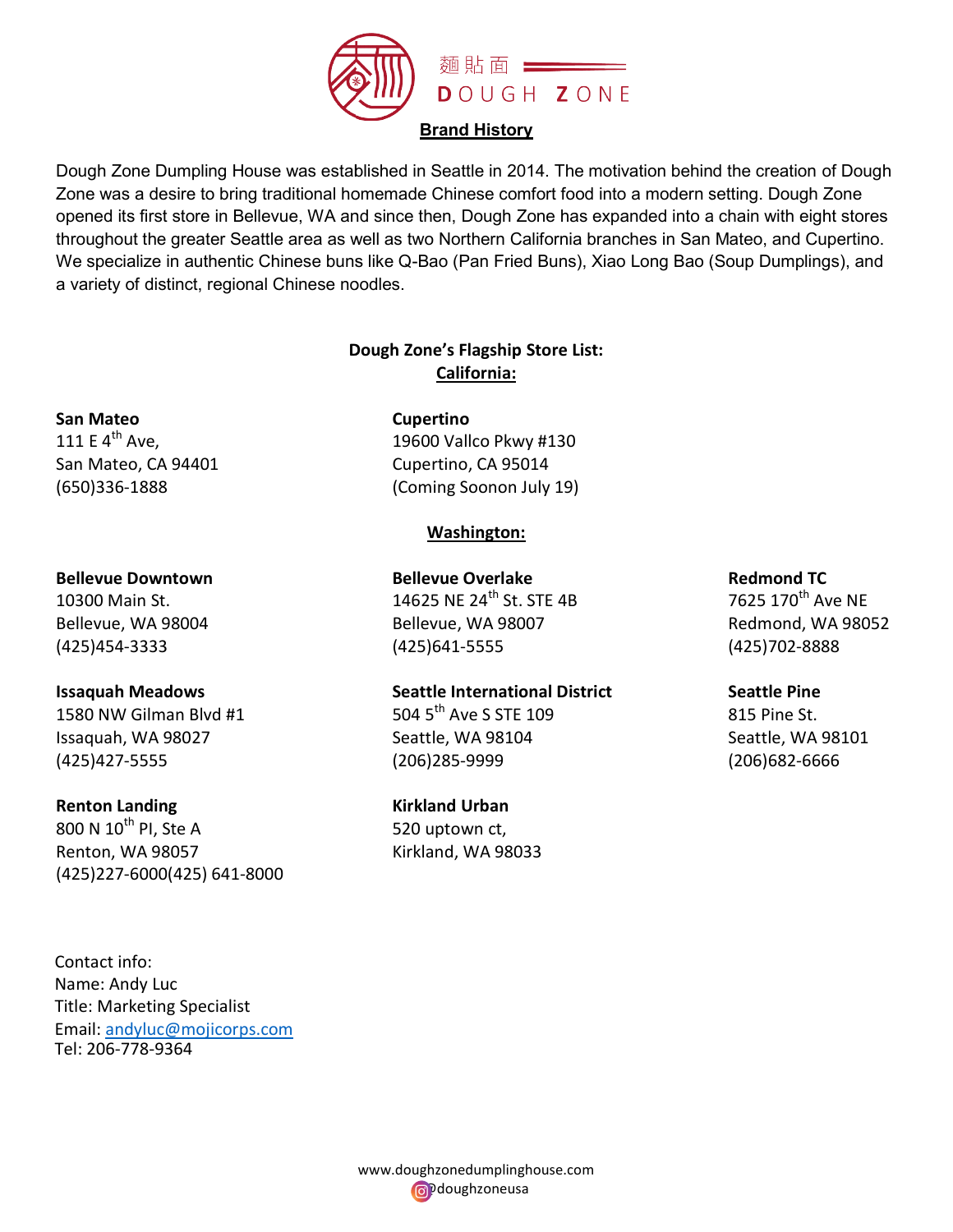麵貼面 DOUGH ZONE

## Brand History

Dough Zone Dumpling House was established in Seattle in 2014. The motivation behind the creation of Dough Zone was a desire to bring traditional homemade Chinese comfort food into a modern setting. Dough Zone opened its first store in Bellevue, WA and since then, Dough Zone has expanded into a chain with eight stores throughout the greater Seattle area as well as two Northern California branches in San Mateo, and Cupertino. We specialize in authentic Chinese buns like Q-Bao (Pan Fried Buns), Xiao Long Bao (Soup Dumplings), and a variety of distinct, regional Chinese noodles.

### Dough Zone's Flagship Store List:

### California:

**San Mateo**
111 E 4th Ave,
San Mateo, CA 94401
(650)336-1888

**Cupertino**
19600 Vallco Pkwy #130
Cupertino, CA 95014
(Coming Soonon July 19)

### Washington:

**Bellevue Downtown**
10300 Main St.
Bellevue, WA 98004
(425)454-3333

**Bellevue Overlake**
14625 NE 24th St. STE 4B
Bellevue, WA 98007
(425)641-5555

**Redmond TC**
7625 170th Ave NE
Redmond, WA 98052
(425)702-8888

**Issaquah Meadows**
1580 NW Gilman Blvd #1
Issaquah, WA 98027
(425)427-5555

**Seattle International District**
504 5th Ave S STE 109
Seattle, WA 98104
(206)285-9999

**Seattle Pine**
815 Pine St.
Seattle, WA 98101
(206)682-6666

**Renton Landing**
800 N 10th Pl, Ste A
Renton, WA 98057
(425)227-6000(425) 641-8000

**Kirkland Urban**
520 uptown ct,
Kirkland, WA 98033

Contact info:
Name: Andy Luc
Title: Marketing Specialist
Email: andyluc@mojicorps.com
Tel: 206-778-9364

www.doughzonedumplinghouse.com
@doughzoneusa